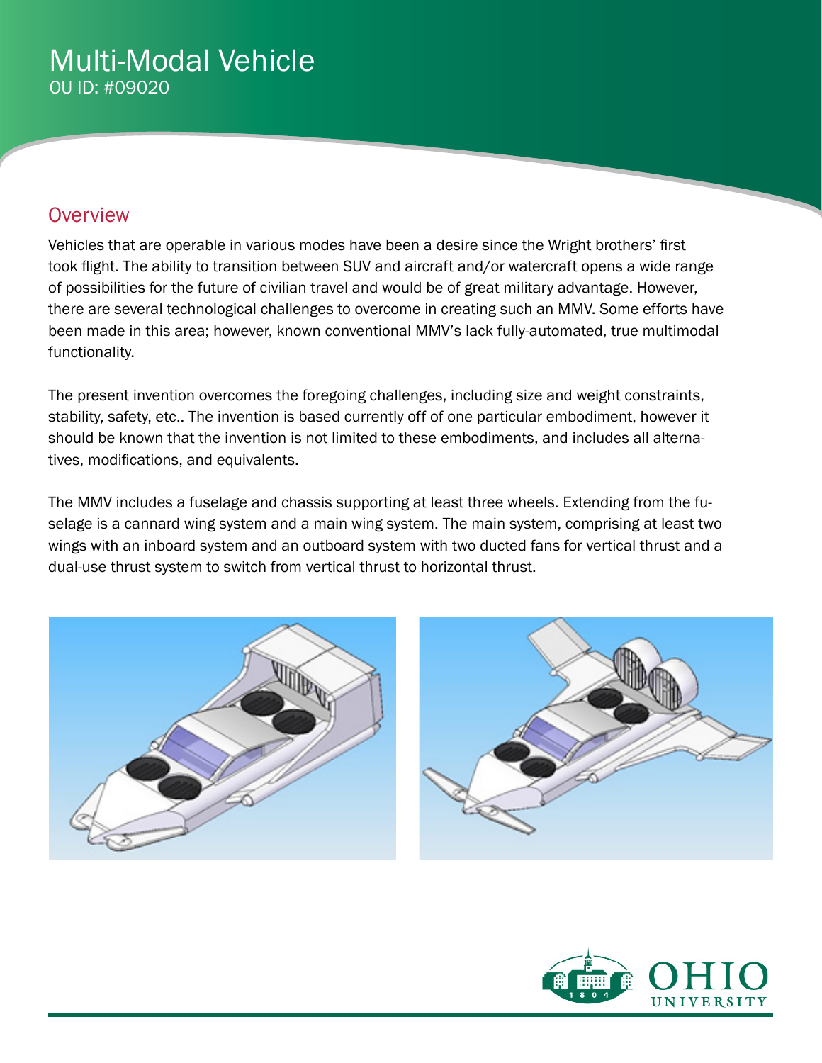# Multi-Modal Vehicle

OU ID: #09020

## Overview

Vehicles that are operable in various modes have been a desire since the Wright brothers' first took flight. The ability to transition between SUV and aircraft and/or watercraft opens a wide range of possibilities for the future of civilian travel and would be of great military advantage. However, there are several technological challenges to overcome in creating such an MMV. Some efforts have been made in this area; however, known conventional MMV's lack fully-automated, true multimodal functionality.

The present invention overcomes the foregoing challenges, including size and weight constraints, stability, safety, etc.. The invention is based currently off of one particular embodiment, however it should be known that the invention is not limited to these embodiments, and includes all alternatives, modifications, and equivalents.

The MMV includes a fuselage and chassis supporting at least three wheels. Extending from the fuselage is a cannard wing system and a main wing system. The main system, comprising at least two wings with an inboard system and an outboard system with two ducted fans for vertical thrust and a dual-use thrust system to switch from vertical thrust to horizontal thrust.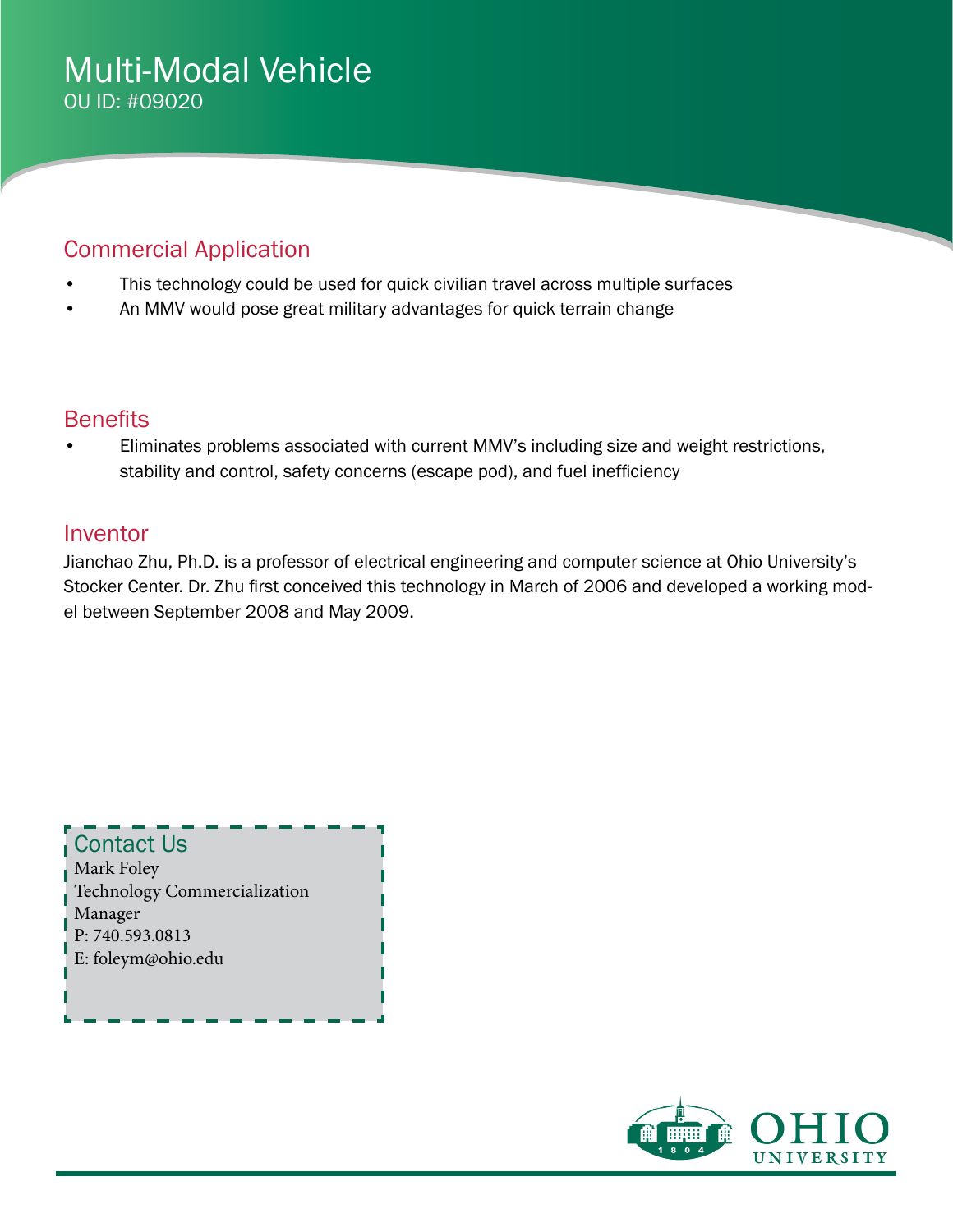# Multi-Modal Vehicle

OU ID: #09020

## Commercial Application

- This technology could be used for quick civilian travel across multiple surfaces
- An MMV would pose great military advantages for quick terrain change

## Benefits

- Eliminates problems associated with current MMV's including size and weight restrictions, stability and control, safety concerns (escape pod), and fuel inefficiency

## Inventor

Jianchao Zhu, Ph.D. is a professor of electrical engineering and computer science at Ohio University's Stocker Center. Dr. Zhu first conceived this technology in March of 2006 and developed a working model between September 2008 and May 2009.

## Contact Us

Mark Foley
Technology Commercialization Manager
P: 740.593.0813
E: foleym@ohio.edu

OHIO UNIVERSITY
1804